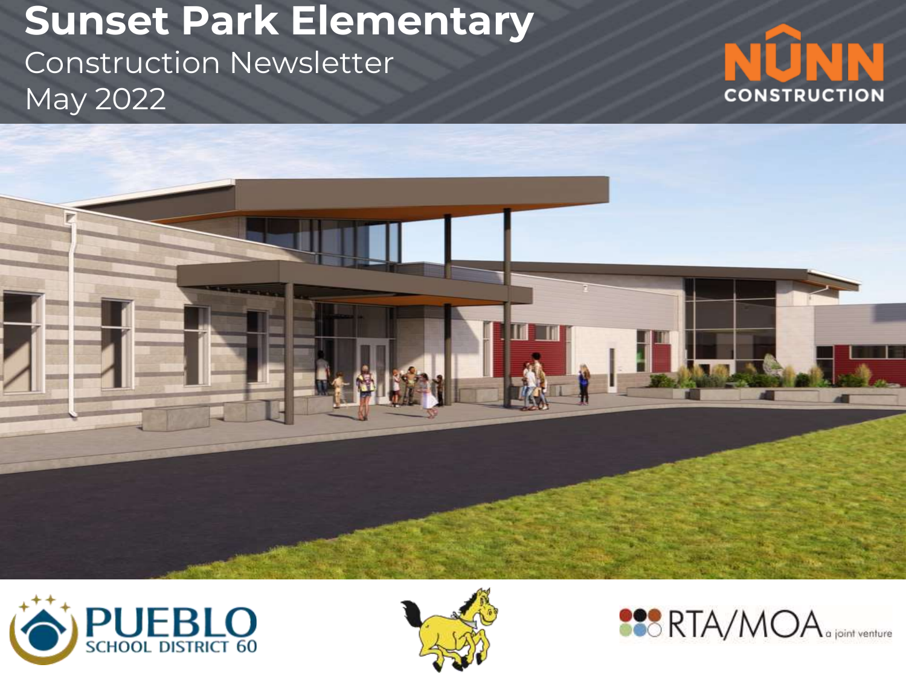# Sunset Park Elementary

## Construction Newsletter

## May 2022

NUNN CONSTRUCTION

PUEBLO SCHOOL DISTRICT 60

RTA/MOA a joint venture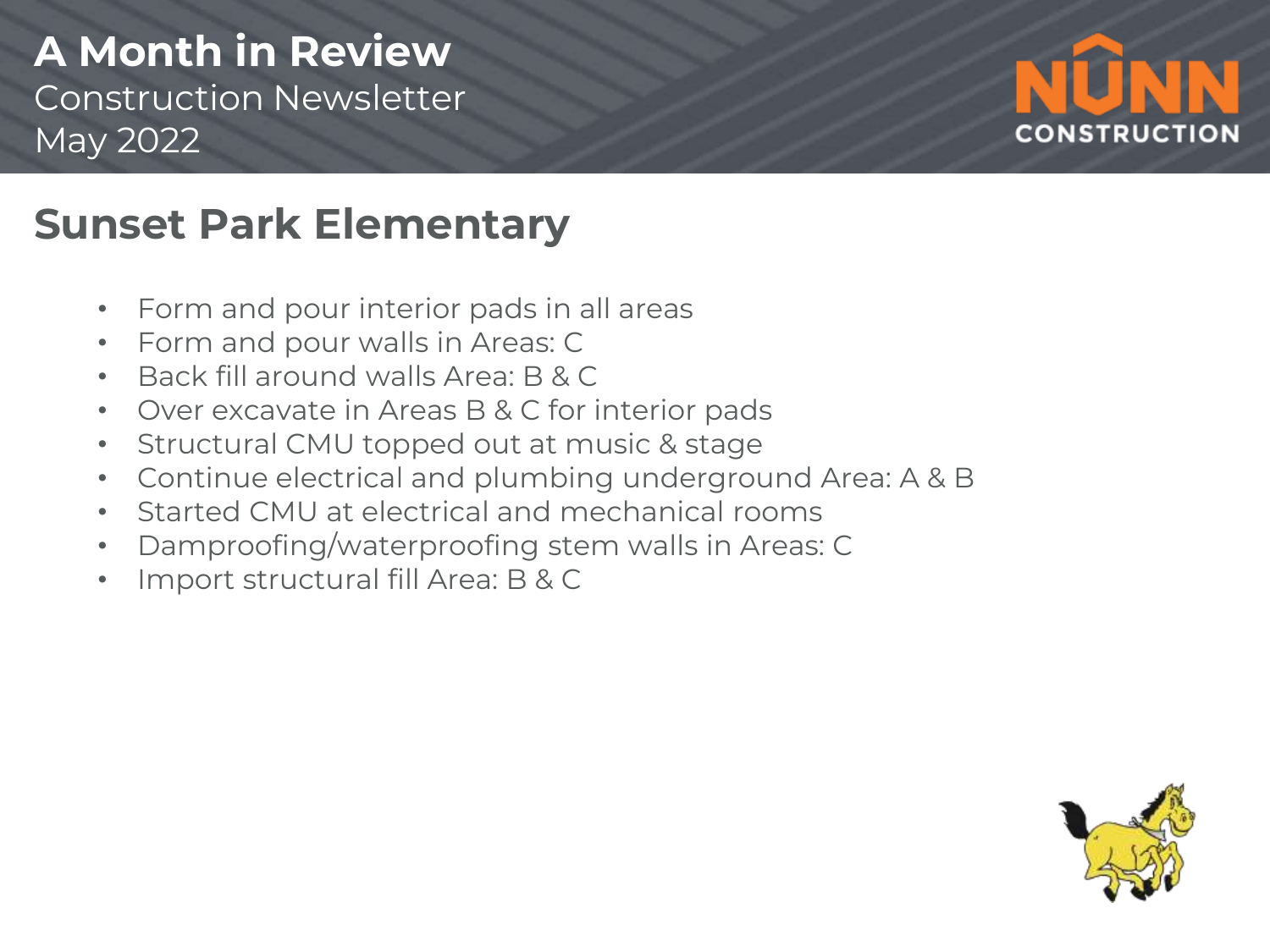# A Month in Review

Construction Newsletter
May 2022

NUNN CONSTRUCTION

## Sunset Park Elementary

- Form and pour interior pads in all areas
- Form and pour walls in Areas: C
- Back fill around walls Area: B & C
- Over excavate in Areas B & C for interior pads
- Structural CMU topped out at music & stage
- Continue electrical and plumbing underground Area: A & B
- Started CMU at electrical and mechanical rooms
- Dampproofing/waterproofing stem walls in Areas: C
- Import structural fill Area: B & C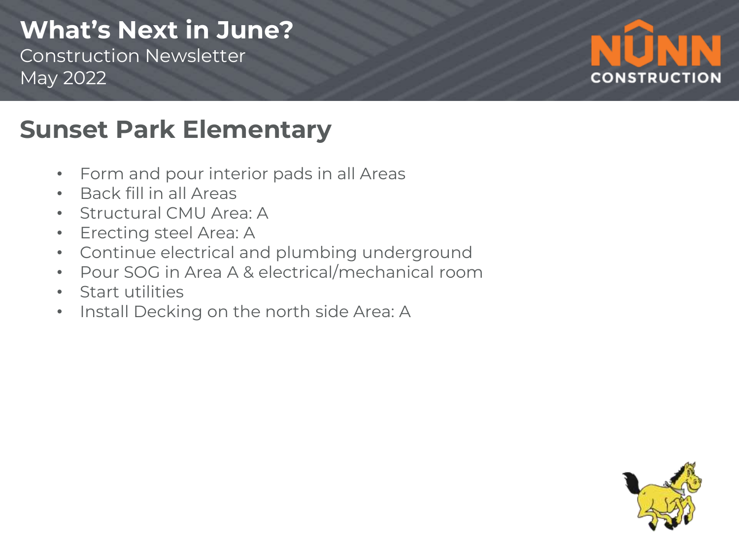# What's Next in June?

Construction Newsletter
May 2022

## Sunset Park Elementary

- Form and pour interior pads in all Areas
- Back fill in all Areas
- Structural CMU Area: A
- Erecting steel Area: A
- Continue electrical and plumbing underground
- Pour SOG in Area A & electrical/mechanical room
- Start utilities
- Install Decking on the north side Area: A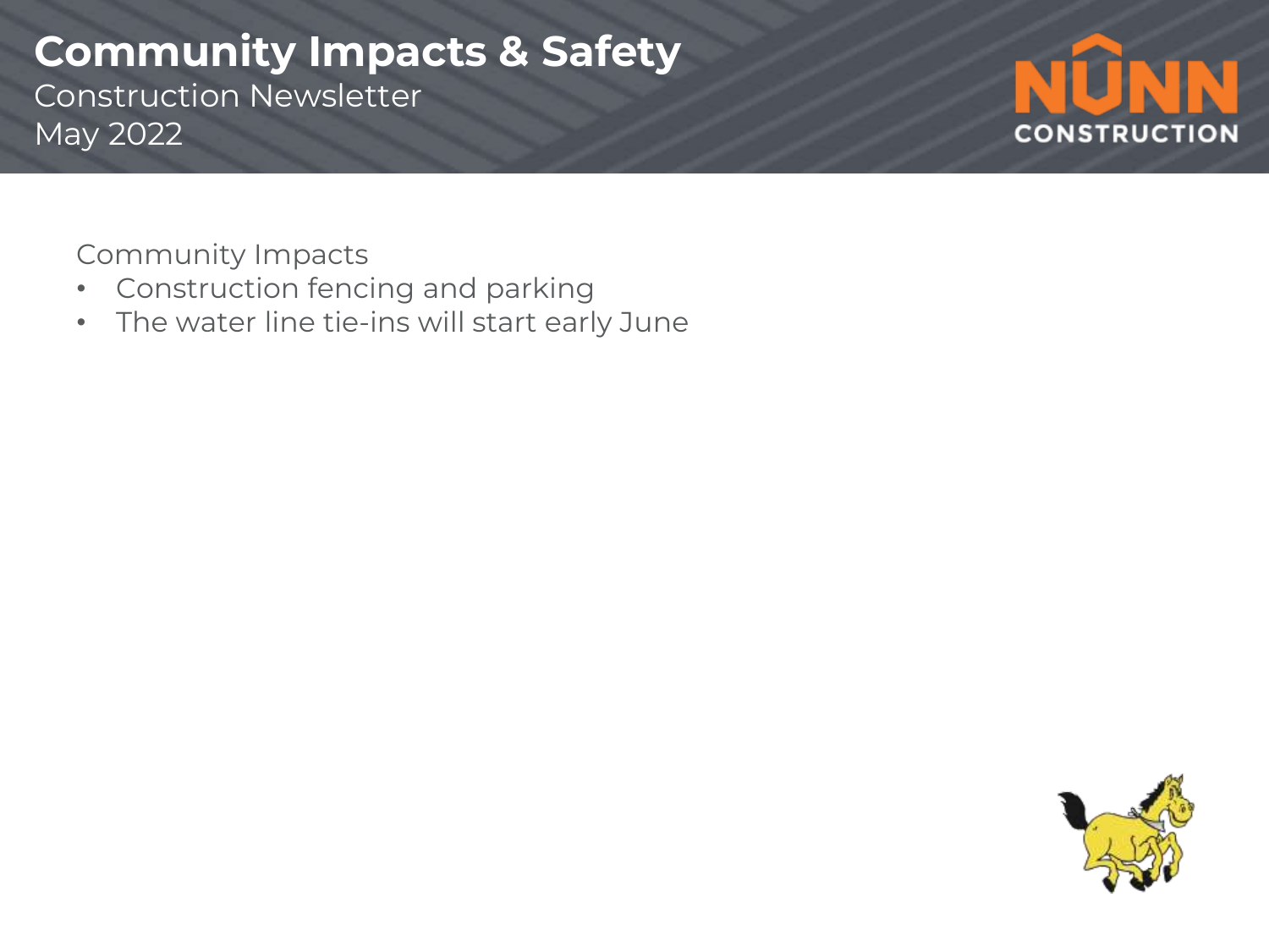# Community Impacts & Safety

Construction Newsletter
May 2022

NUNN CONSTRUCTION

Community Impacts

- Construction fencing and parking
- The water line tie-ins will start early June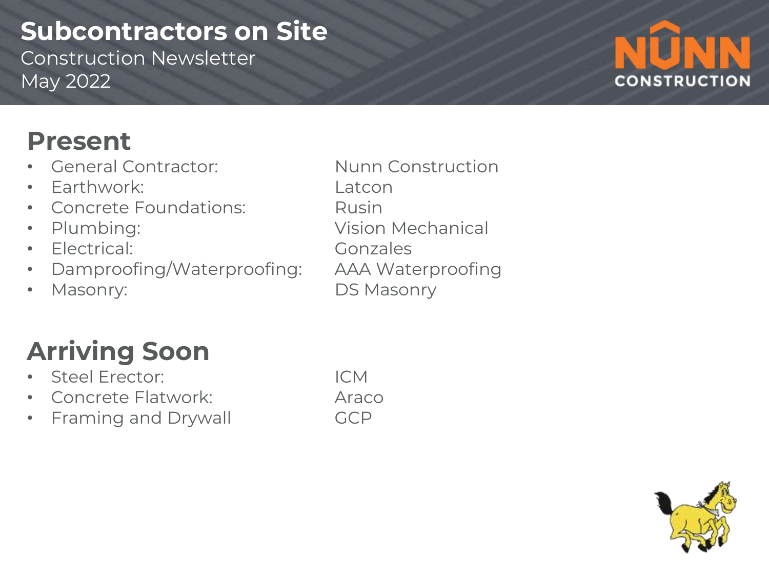# Subcontractors on Site

Construction Newsletter
May 2022

## Present

- General Contractor: Nunn Construction
- Earthwork: Latcon
- Concrete Foundations: Rusin
- Plumbing: Vision Mechanical
- Electrical: Gonzales
- Dampproofing/Waterproofing: AAA Waterproofing
- Masonry: DS Masonry

## Arriving Soon

- Steel Erector: ICM
- Concrete Flatwork: Araco
- Framing and Drywall GCP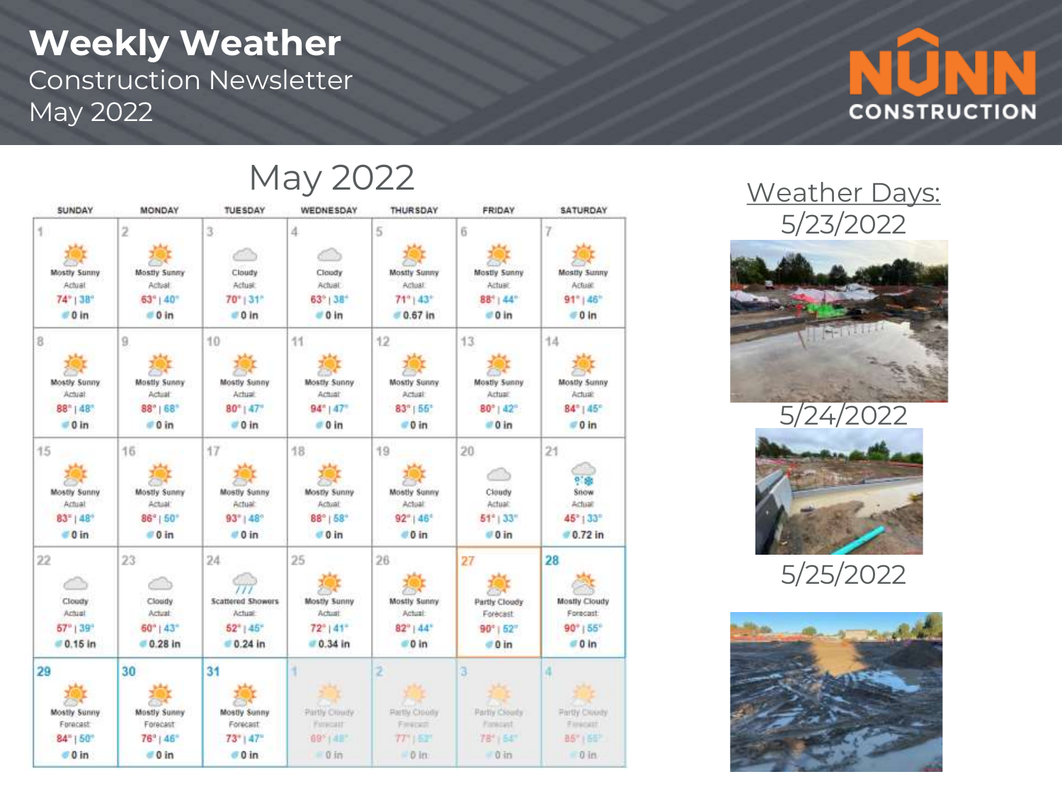# Weekly Weather

Construction Newsletter
May 2022

## May 2022

| SUNDAY | MONDAY | TUESDAY | WEDNESDAY | THURSDAY | FRIDAY | SATURDAY |
|---|---|---|---|---|---|---|
| 1 Mostly Sunny Actual 74° \| 38° 0 in | 2 Mostly Sunny Actual 63° \| 40° 0 in | 3 Cloudy Actual 70° \| 31° 0 in | 4 Cloudy Actual 63° \| 38° 0 in | 5 Mostly Sunny Actual 71° \| 43° 0.67 in | 6 Mostly Sunny Actual 88° \| 44° 0 in | 7 Mostly Sunny Actual 91° \| 46° 0 in |
| 8 Mostly Sunny Actual 88° \| 48° 0 in | 9 Mostly Sunny Actual 88° \| 68° 0 in | 10 Mostly Sunny Actual 80° \| 47° 0 in | 11 Mostly Sunny Actual 94° \| 47° 0 in | 12 Mostly Sunny Actual 83° \| 55° 0 in | 13 Mostly Sunny Actual 80° \| 42° 0 in | 14 Mostly Sunny Actual 84° \| 45° 0 in |
| 15 Mostly Sunny Actual 83° \| 48° 0 in | 16 Mostly Sunny Actual 86° \| 50° 0 in | 17 Mostly Sunny Actual 93° \| 48° 0 in | 18 Mostly Sunny Actual 88° \| 58° 0 in | 19 Mostly Sunny Actual 92° \| 46° 0 in | 20 Cloudy Actual 51° \| 33° 0 in | 21 Snow Actual 45° \| 33° 0.72 in |
| 22 Cloudy Actual 57° \| 39° 0.15 in | 23 Cloudy Actual 60° \| 43° 0.28 in | 24 Scattered Showers Actual 52° \| 45° 0.24 in | 25 Mostly Sunny Actual 72° \| 41° 0.34 in | 26 Mostly Sunny Actual 82° \| 44° 0 in | 27 Partly Cloudy Forecast 90° \| 52° 0 in | 28 Mostly Cloudy Forecast 90° \| 55° 0 in |
| 29 Mostly Sunny Forecast 84° \| 50° 0 in | 30 Mostly Sunny Forecast 76° \| 46° 0 in | 31 Mostly Sunny Forecast 73° \| 47° 0 in | 1 Partly Cloudy Forecast 89° \| 48° 0 in | 2 Partly Cloudy Forecast 77° \| 52° 0 in | 3 Partly Cloudy Forecast 78° \| 54° 0 in | 4 Partly Cloudy Forecast 85° \| 55° 0 in |

## Weather Days:

5/23/2022

5/24/2022

5/25/2022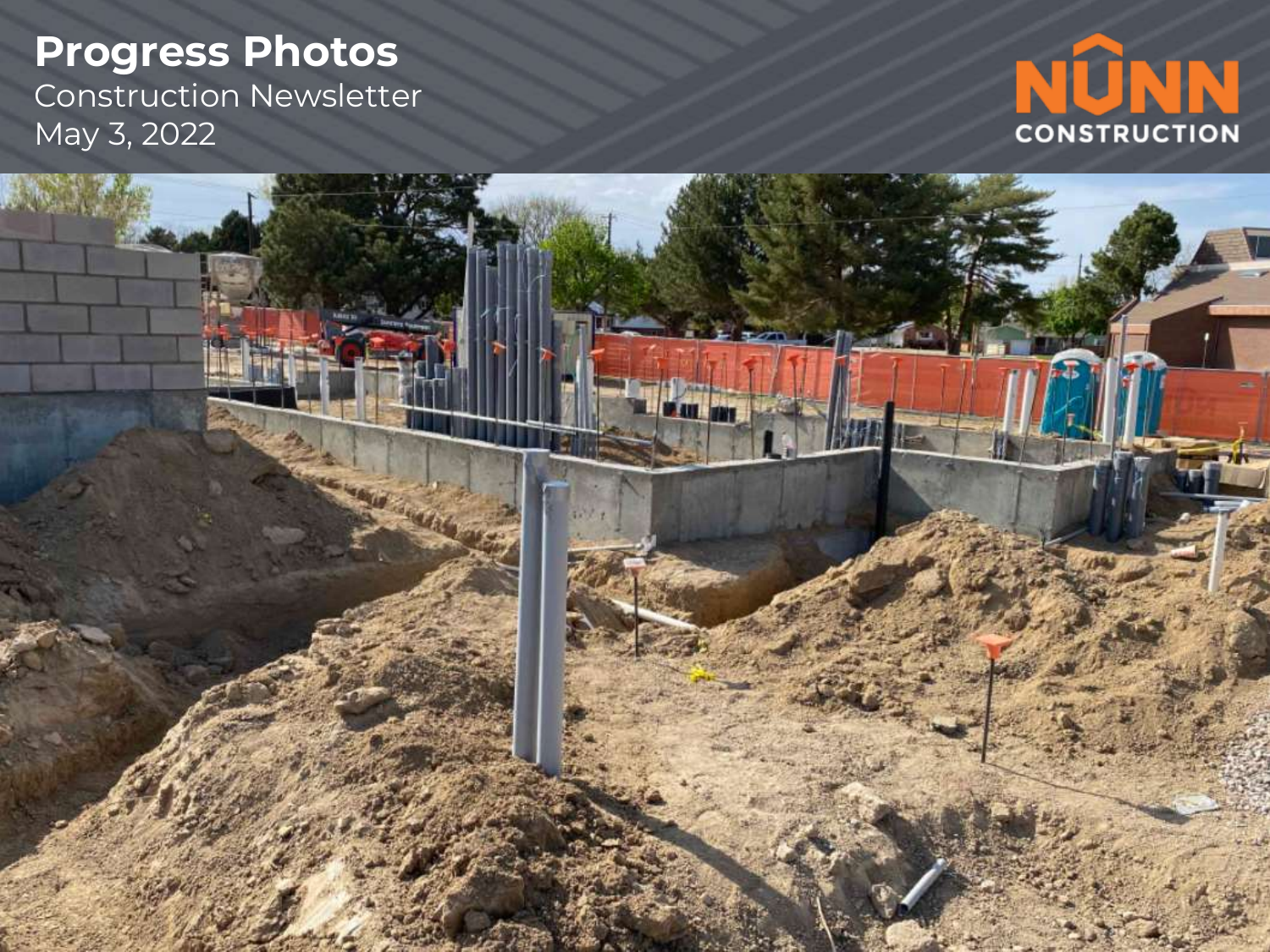# Progress Photos

Construction Newsletter

May 3, 2022

NUNN CONSTRUCTION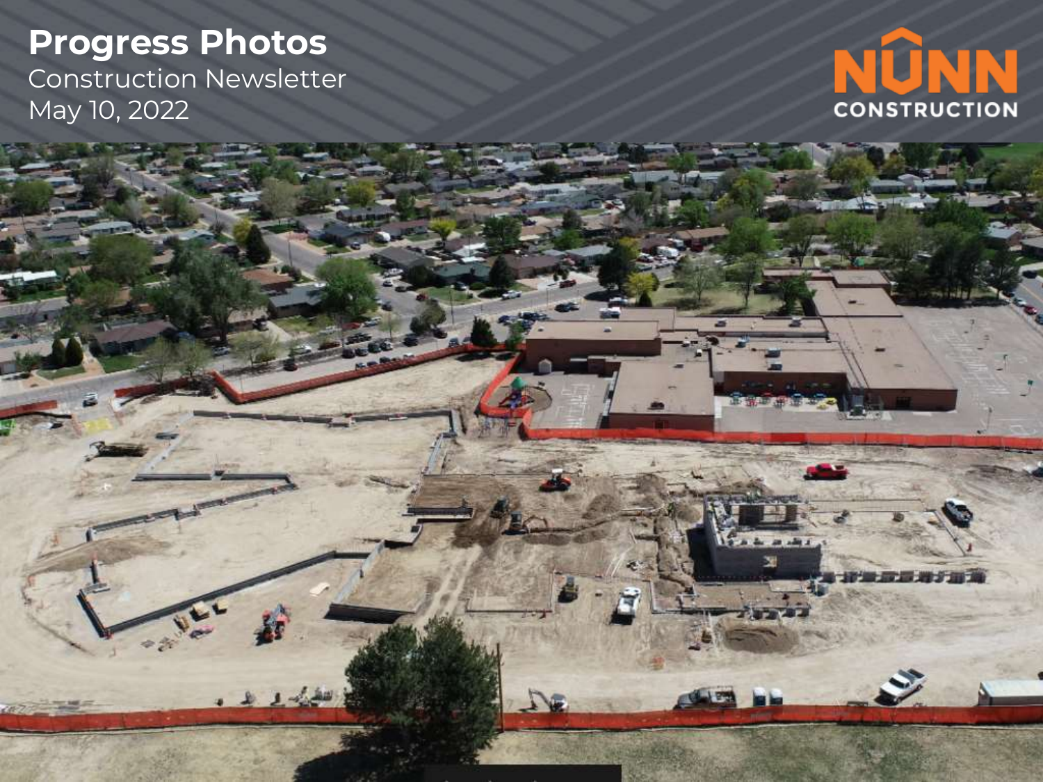# Progress Photos

Construction Newsletter

May 10, 2022

NUNN CONSTRUCTION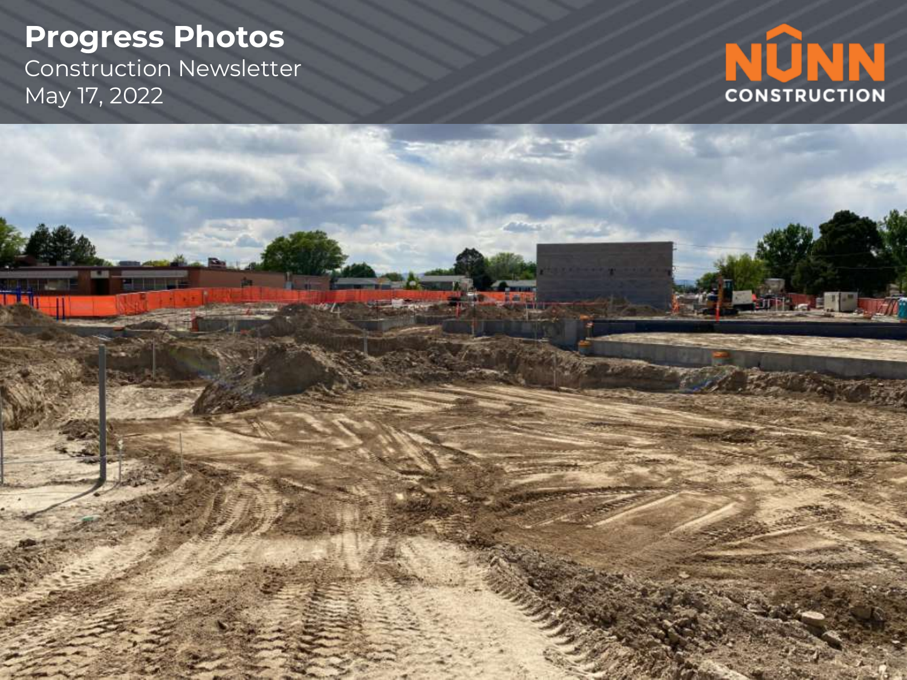# Progress Photos

Construction Newsletter

May 17, 2022

NUNN CONSTRUCTION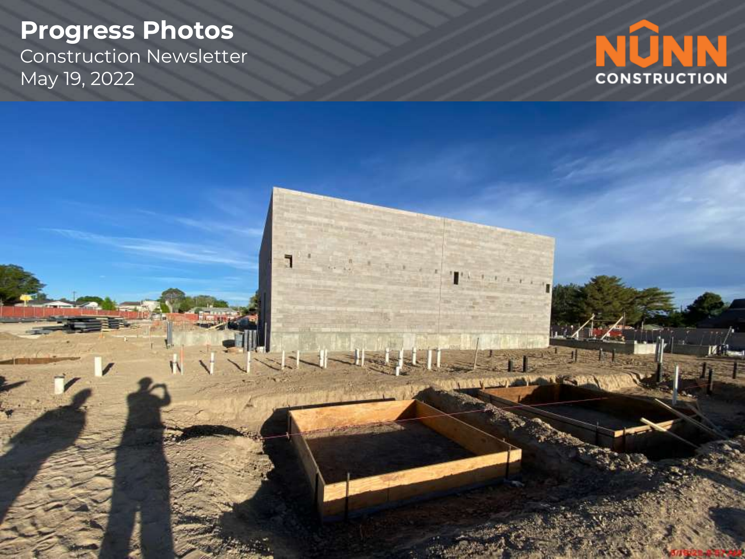# Progress Photos

Construction Newsletter

May 19, 2022

NUNN CONSTRUCTION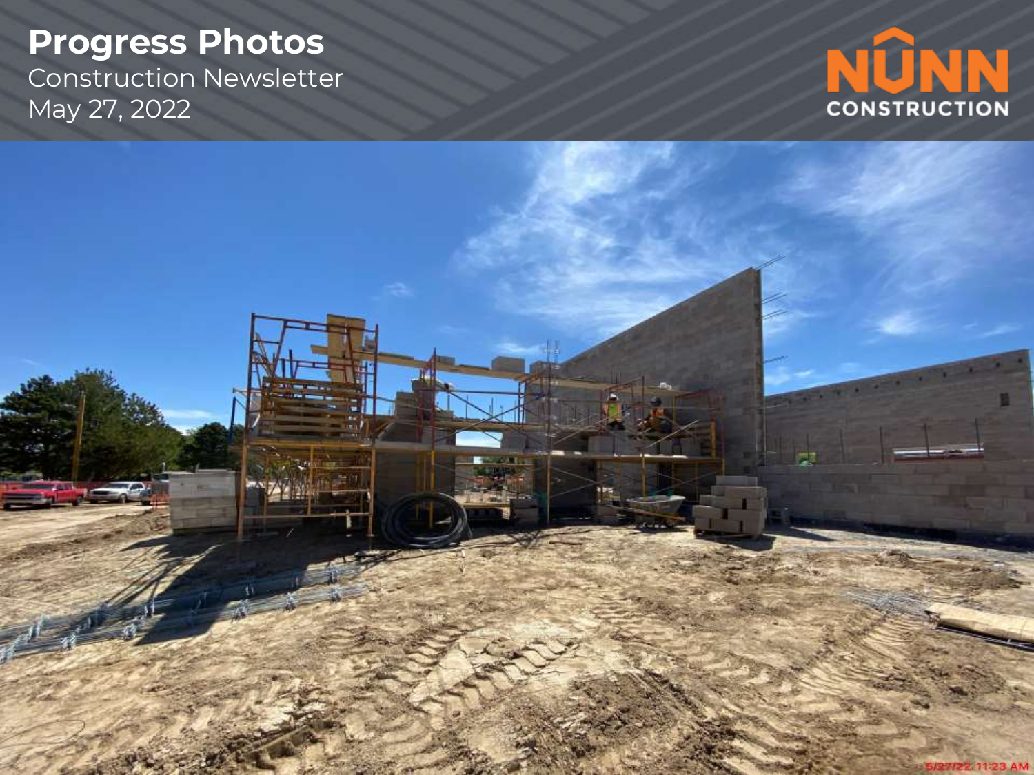# Progress Photos

Construction Newsletter
May 27, 2022

NUNN CONSTRUCTION